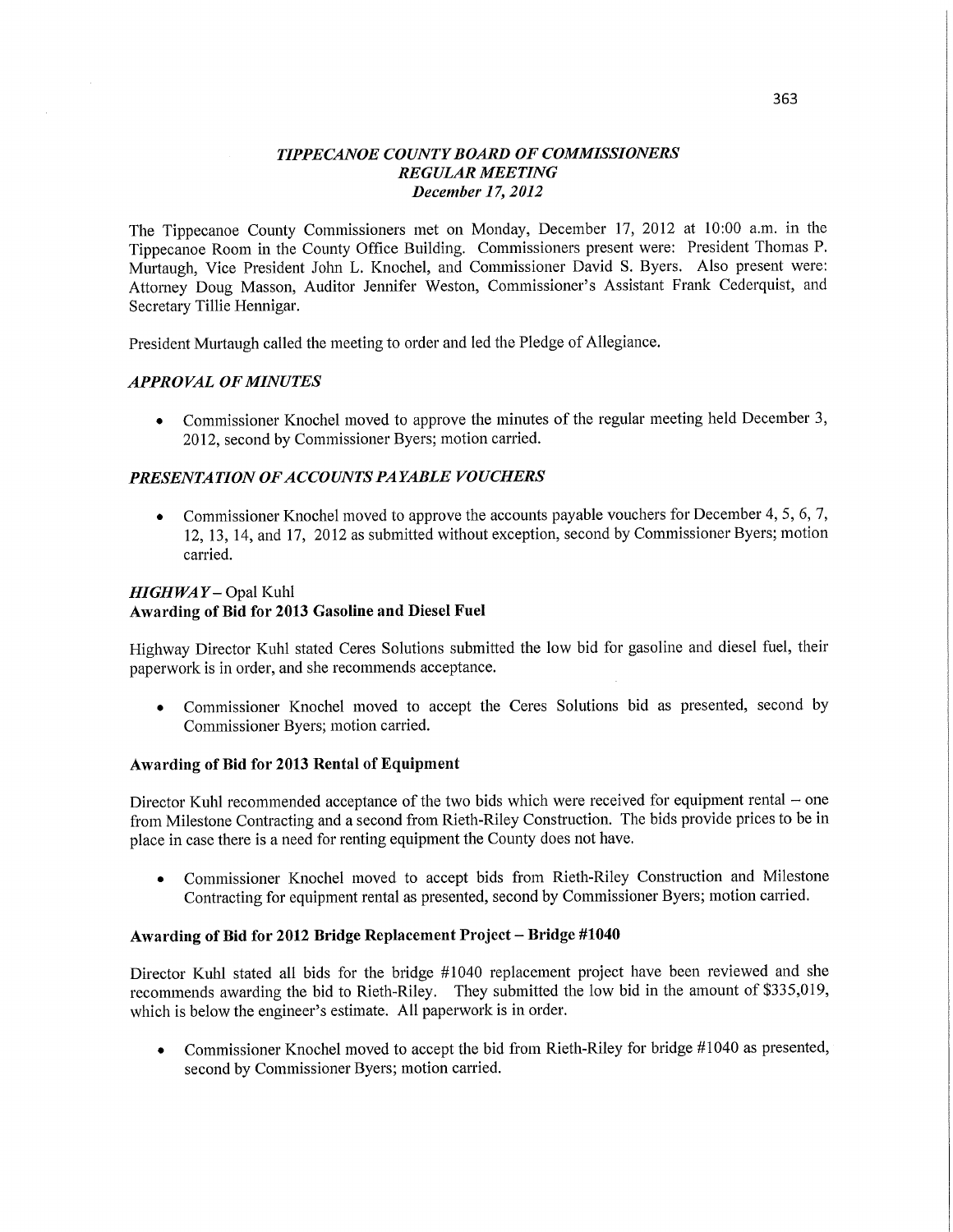# *TIPPECANOE COUNTY BOARD OF COMMISSIONERS*
## *REGULAR MEETING*
### *December 17, 2012*

The Tippecanoe County Commissioners met on Monday, December 17, 2012 at 10:00 a.m. in the Tippecanoe Room in the County Office Building. Commissioners present were: President Thomas P. Murtaugh, Vice President John L. Knochel, and Commissioner David S. Byers. Also present were: Attorney Doug Masson, Auditor Jennifer Weston, Commissioner's Assistant Frank Cederquist, and Secretary Tillie Hennigar.

President Murtaugh called the meeting to order and led the Pledge of Allegiance.

## *APPROVAL OF MINUTES*

- Commissioner Knochel moved to approve the minutes of the regular meeting held December 3, 2012, second by Commissioner Byers; motion carried.

## *PRESENTATION OF ACCOUNTS PAYABLE VOUCHERS*

- Commissioner Knochel moved to approve the accounts payable vouchers for December 4, 5, 6, 7, 12, 13, 14, and 17, 2012 as submitted without exception, second by Commissioner Byers; motion carried.

## *HIGHWAY* – Opal Kuhl

### **Awarding of Bid for 2013 Gasoline and Diesel Fuel**

Highway Director Kuhl stated Ceres Solutions submitted the low bid for gasoline and diesel fuel, their paperwork is in order, and she recommends acceptance.

- Commissioner Knochel moved to accept the Ceres Solutions bid as presented, second by Commissioner Byers; motion carried.

### **Awarding of Bid for 2013 Rental of Equipment**

Director Kuhl recommended acceptance of the two bids which were received for equipment rental – one from Milestone Contracting and a second from Rieth-Riley Construction. The bids provide prices to be in place in case there is a need for renting equipment the County does not have.

- Commissioner Knochel moved to accept bids from Rieth-Riley Construction and Milestone Contracting for equipment rental as presented, second by Commissioner Byers; motion carried.

### **Awarding of Bid for 2012 Bridge Replacement Project – Bridge #1040**

Director Kuhl stated all bids for the bridge #1040 replacement project have been reviewed and she recommends awarding the bid to Rieth-Riley. They submitted the low bid in the amount of $335,019, which is below the engineer's estimate. All paperwork is in order.

- Commissioner Knochel moved to accept the bid from Rieth-Riley for bridge #1040 as presented, second by Commissioner Byers; motion carried.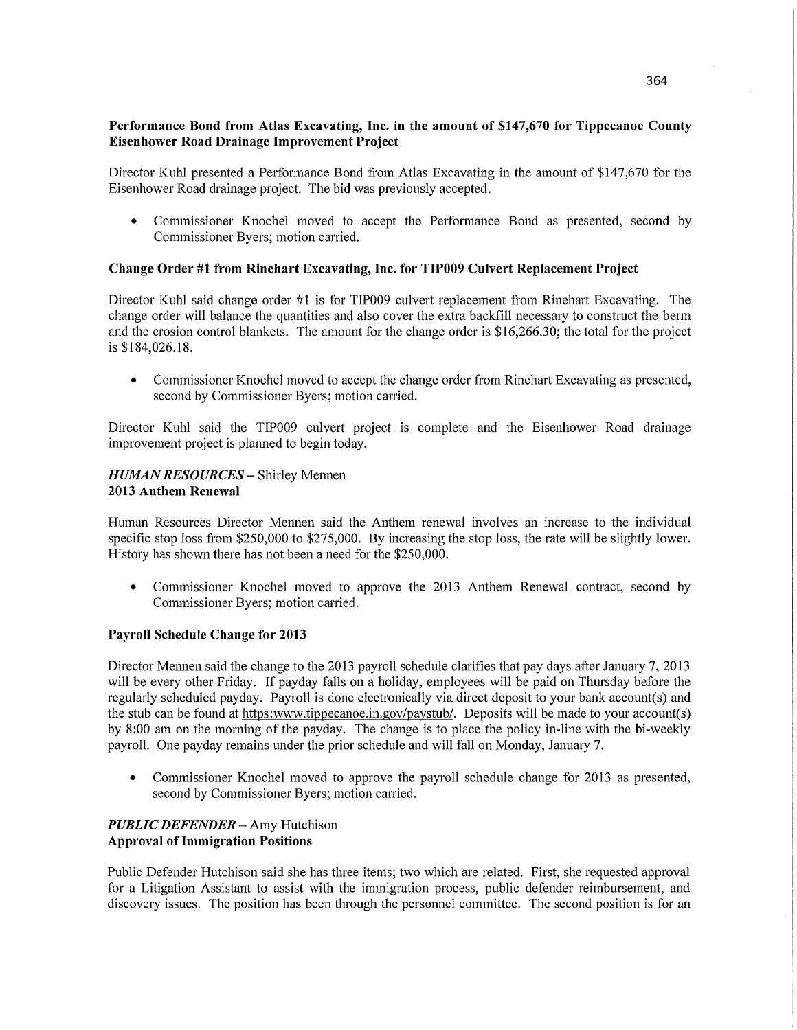**Performance Bond from Atlas Excavating, Inc. in the amount of $147,670 for Tippecanoe County Eisenhower Road Drainage Improvement Project**

Director Kuhl presented a Performance Bond from Atlas Excavating in the amount of $147,670 for the Eisenhower Road drainage project. The bid was previously accepted.

- Commissioner Knochel moved to accept the Performance Bond as presented, second by Commissioner Byers; motion carried.

**Change Order #1 from Rinehart Excavating, Inc. for TIP009 Culvert Replacement Project**

Director Kuhl said change order #1 is for TIP009 culvert replacement from Rinehart Excavating. The change order will balance the quantities and also cover the extra backfill necessary to construct the berm and the erosion control blankets. The amount for the change order is $16,266.30; the total for the project is $184,026.18.

- Commissioner Knochel moved to accept the change order from Rinehart Excavating as presented, second by Commissioner Byers; motion carried.

Director Kuhl said the TIP009 culvert project is complete and the Eisenhower Road drainage improvement project is planned to begin today.

***HUMAN RESOURCES*** – Shirley Mennen
**2013 Anthem Renewal**

Human Resources Director Mennen said the Anthem renewal involves an increase to the individual specific stop loss from $250,000 to $275,000. By increasing the stop loss, the rate will be slightly lower. History has shown there has not been a need for the $250,000.

- Commissioner Knochel moved to approve the 2013 Anthem Renewal contract, second by Commissioner Byers; motion carried.

**Payroll Schedule Change for 2013**

Director Mennen said the change to the 2013 payroll schedule clarifies that pay days after January 7, 2013 will be every other Friday. If payday falls on a holiday, employees will be paid on Thursday before the regularly scheduled payday. Payroll is done electronically via direct deposit to your bank account(s) and the stub can be found at https:www.tippecanoe.in.gov/paystub/. Deposits will be made to your account(s) by 8:00 am on the morning of the payday. The change is to place the policy in-line with the bi-weekly payroll. One payday remains under the prior schedule and will fall on Monday, January 7.

- Commissioner Knochel moved to approve the payroll schedule change for 2013 as presented, second by Commissioner Byers; motion carried.

***PUBLIC DEFENDER*** – Amy Hutchison
**Approval of Immigration Positions**

Public Defender Hutchison said she has three items; two which are related. First, she requested approval for a Litigation Assistant to assist with the immigration process, public defender reimbursement, and discovery issues. The position has been through the personnel committee. The second position is for an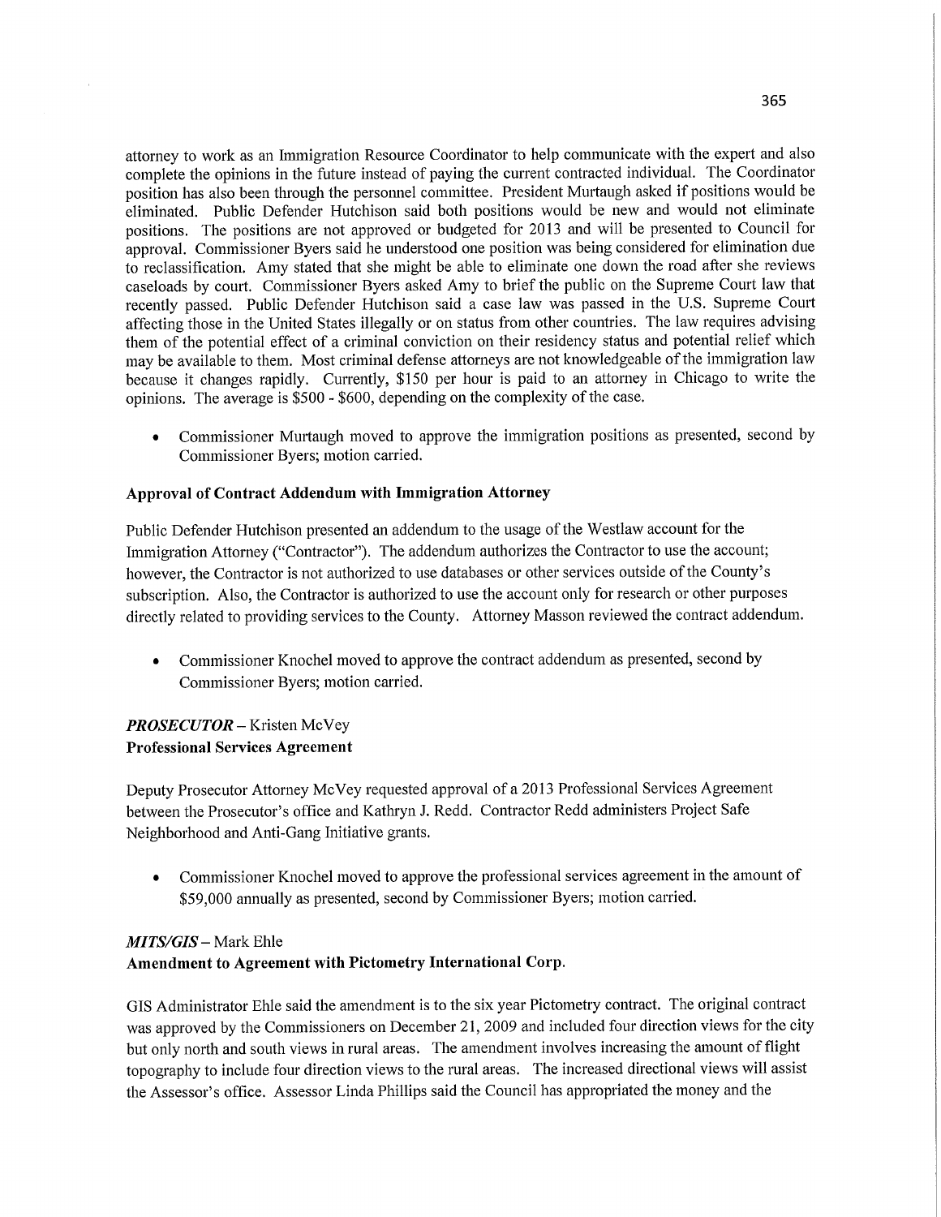attorney to work as an Immigration Resource Coordinator to help communicate with the expert and also complete the opinions in the future instead of paying the current contracted individual. The Coordinator position has also been through the personnel committee. President Murtaugh asked if positions would be eliminated. Public Defender Hutchison said both positions would be new and would not eliminate positions. The positions are not approved or budgeted for 2013 and will be presented to Council for approval. Commissioner Byers said he understood one position was being considered for elimination due to reclassification. Amy stated that she might be able to eliminate one down the road after she reviews caseloads by court. Commissioner Byers asked Amy to brief the public on the Supreme Court law that recently passed. Public Defender Hutchison said a case law was passed in the U.S. Supreme Court affecting those in the United States illegally or on status from other countries. The law requires advising them of the potential effect of a criminal conviction on their residency status and potential relief which may be available to them. Most criminal defense attorneys are not knowledgeable of the immigration law because it changes rapidly. Currently, $150 per hour is paid to an attorney in Chicago to write the opinions. The average is $500 - $600, depending on the complexity of the case.

- Commissioner Murtaugh moved to approve the immigration positions as presented, second by Commissioner Byers; motion carried.

**Approval of Contract Addendum with Immigration Attorney**

Public Defender Hutchison presented an addendum to the usage of the Westlaw account for the Immigration Attorney ("Contractor"). The addendum authorizes the Contractor to use the account; however, the Contractor is not authorized to use databases or other services outside of the County's subscription. Also, the Contractor is authorized to use the account only for research or other purposes directly related to providing services to the County. Attorney Masson reviewed the contract addendum.

- Commissioner Knochel moved to approve the contract addendum as presented, second by Commissioner Byers; motion carried.

***PROSECUTOR*** – Kristen McVey
**Professional Services Agreement**

Deputy Prosecutor Attorney McVey requested approval of a 2013 Professional Services Agreement between the Prosecutor's office and Kathryn J. Redd. Contractor Redd administers Project Safe Neighborhood and Anti-Gang Initiative grants.

- Commissioner Knochel moved to approve the professional services agreement in the amount of $59,000 annually as presented, second by Commissioner Byers; motion carried.

***MITS/GIS*** – Mark Ehle
**Amendment to Agreement with Pictometry International Corp.**

GIS Administrator Ehle said the amendment is to the six year Pictometry contract. The original contract was approved by the Commissioners on December 21, 2009 and included four direction views for the city but only north and south views in rural areas. The amendment involves increasing the amount of flight topography to include four direction views to the rural areas. The increased directional views will assist the Assessor's office. Assessor Linda Phillips said the Council has appropriated the money and the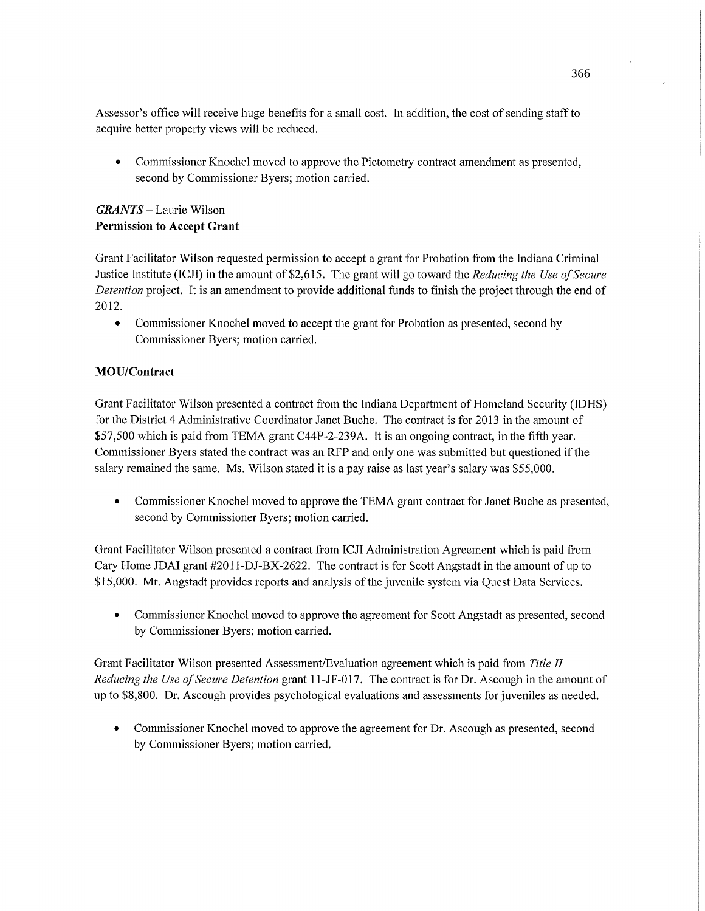Assessor's office will receive huge benefits for a small cost. In addition, the cost of sending staff to acquire better property views will be reduced.

- Commissioner Knochel moved to approve the Pictometry contract amendment as presented, second by Commissioner Byers; motion carried.

***GRANTS*** – Laurie Wilson
**Permission to Accept Grant**

Grant Facilitator Wilson requested permission to accept a grant for Probation from the Indiana Criminal Justice Institute (ICJI) in the amount of $2,615. The grant will go toward the *Reducing the Use of Secure Detention* project. It is an amendment to provide additional funds to finish the project through the end of 2012.

- Commissioner Knochel moved to accept the grant for Probation as presented, second by Commissioner Byers; motion carried.

**MOU/Contract**

Grant Facilitator Wilson presented a contract from the Indiana Department of Homeland Security (IDHS) for the District 4 Administrative Coordinator Janet Buche. The contract is for 2013 in the amount of $57,500 which is paid from TEMA grant C44P-2-239A. It is an ongoing contract, in the fifth year. Commissioner Byers stated the contract was an RFP and only one was submitted but questioned if the salary remained the same. Ms. Wilson stated it is a pay raise as last year's salary was $55,000.

- Commissioner Knochel moved to approve the TEMA grant contract for Janet Buche as presented, second by Commissioner Byers; motion carried.

Grant Facilitator Wilson presented a contract from ICJI Administration Agreement which is paid from Cary Home JDAI grant #2011-DJ-BX-2622. The contract is for Scott Angstadt in the amount of up to $15,000. Mr. Angstadt provides reports and analysis of the juvenile system via Quest Data Services.

- Commissioner Knochel moved to approve the agreement for Scott Angstadt as presented, second by Commissioner Byers; motion carried.

Grant Facilitator Wilson presented Assessment/Evaluation agreement which is paid from *Title II Reducing the Use of Secure Detention* grant 11-JF-017. The contract is for Dr. Ascough in the amount of up to $8,800. Dr. Ascough provides psychological evaluations and assessments for juveniles as needed.

- Commissioner Knochel moved to approve the agreement for Dr. Ascough as presented, second by Commissioner Byers; motion carried.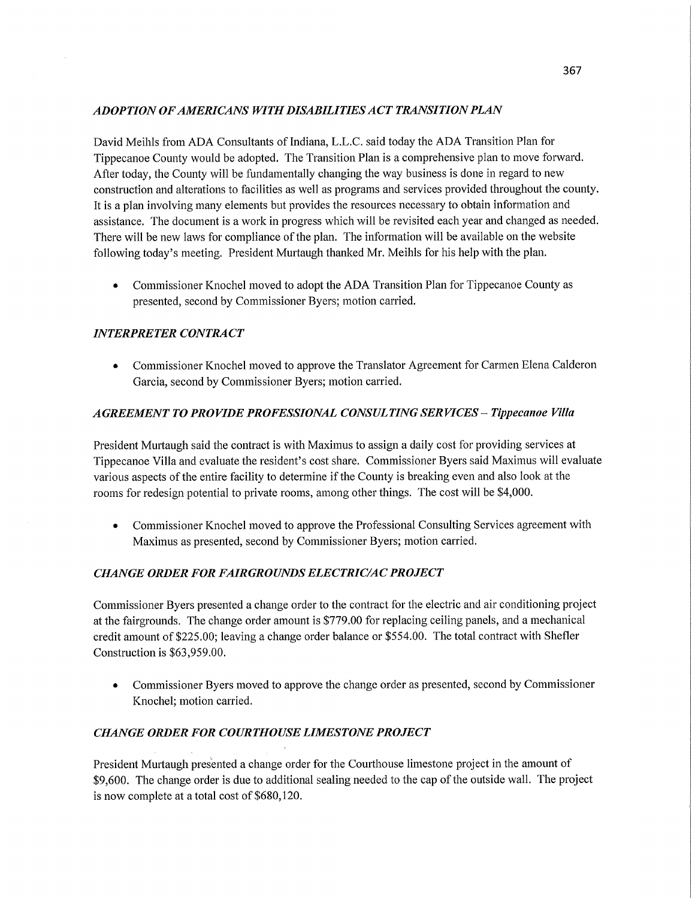### *ADOPTION OF AMERICANS WITH DISABILITIES ACT TRANSITION PLAN*

David Meihls from ADA Consultants of Indiana, L.L.C. said today the ADA Transition Plan for Tippecanoe County would be adopted. The Transition Plan is a comprehensive plan to move forward. After today, the County will be fundamentally changing the way business is done in regard to new construction and alterations to facilities as well as programs and services provided throughout the county. It is a plan involving many elements but provides the resources necessary to obtain information and assistance. The document is a work in progress which will be revisited each year and changed as needed. There will be new laws for compliance of the plan. The information will be available on the website following today's meeting. President Murtaugh thanked Mr. Meihls for his help with the plan.

- Commissioner Knochel moved to adopt the ADA Transition Plan for Tippecanoe County as presented, second by Commissioner Byers; motion carried.

### *INTERPRETER CONTRACT*

- Commissioner Knochel moved to approve the Translator Agreement for Carmen Elena Calderon Garcia, second by Commissioner Byers; motion carried.

### *AGREEMENT TO PROVIDE PROFESSIONAL CONSULTING SERVICES – Tippecanoe Villa*

President Murtaugh said the contract is with Maximus to assign a daily cost for providing services at Tippecanoe Villa and evaluate the resident's cost share. Commissioner Byers said Maximus will evaluate various aspects of the entire facility to determine if the County is breaking even and also look at the rooms for redesign potential to private rooms, among other things. The cost will be $4,000.

- Commissioner Knochel moved to approve the Professional Consulting Services agreement with Maximus as presented, second by Commissioner Byers; motion carried.

### *CHANGE ORDER FOR FAIRGROUNDS ELECTRIC/AC PROJECT*

Commissioner Byers presented a change order to the contract for the electric and air conditioning project at the fairgrounds. The change order amount is $779.00 for replacing ceiling panels, and a mechanical credit amount of $225.00; leaving a change order balance or $554.00. The total contract with Shefler Construction is $63,959.00.

- Commissioner Byers moved to approve the change order as presented, second by Commissioner Knochel; motion carried.

### *CHANGE ORDER FOR COURTHOUSE LIMESTONE PROJECT*

President Murtaugh presented a change order for the Courthouse limestone project in the amount of $9,600. The change order is due to additional sealing needed to the cap of the outside wall. The project is now complete at a total cost of $680,120.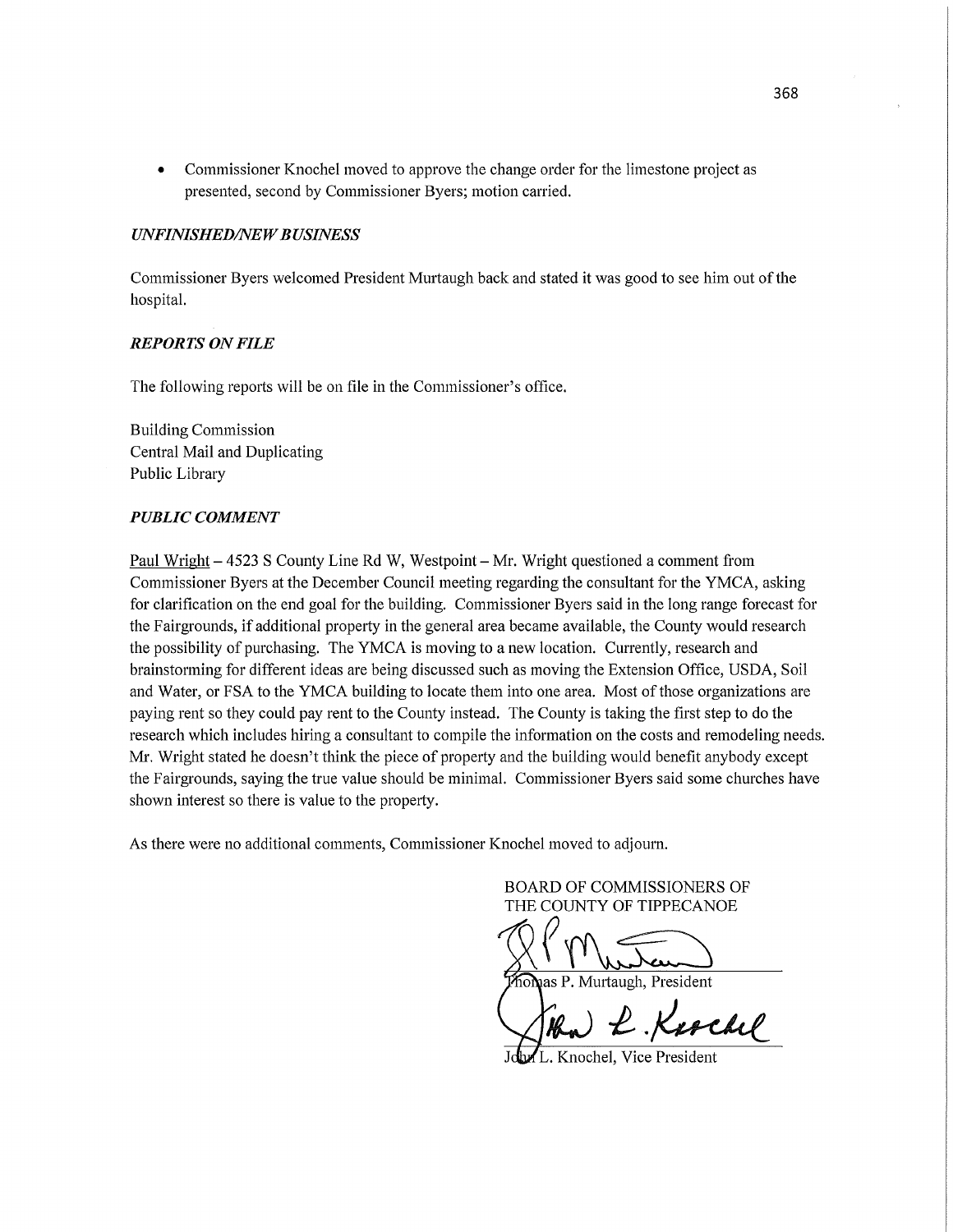- Commissioner Knochel moved to approve the change order for the limestone project as presented, second by Commissioner Byers; motion carried.

***UNFINISHED/NEW BUSINESS***

Commissioner Byers welcomed President Murtaugh back and stated it was good to see him out of the hospital.

***REPORTS ON FILE***

The following reports will be on file in the Commissioner's office.

Building Commission
Central Mail and Duplicating
Public Library

***PUBLIC COMMENT***

Paul Wright – 4523 S County Line Rd W, Westpoint – Mr. Wright questioned a comment from Commissioner Byers at the December Council meeting regarding the consultant for the YMCA, asking for clarification on the end goal for the building. Commissioner Byers said in the long range forecast for the Fairgrounds, if additional property in the general area became available, the County would research the possibility of purchasing. The YMCA is moving to a new location. Currently, research and brainstorming for different ideas are being discussed such as moving the Extension Office, USDA, Soil and Water, or FSA to the YMCA building to locate them into one area. Most of those organizations are paying rent so they could pay rent to the County instead. The County is taking the first step to do the research which includes hiring a consultant to compile the information on the costs and remodeling needs. Mr. Wright stated he doesn't think the piece of property and the building would benefit anybody except the Fairgrounds, saying the true value should be minimal. Commissioner Byers said some churches have shown interest so there is value to the property.

As there were no additional comments, Commissioner Knochel moved to adjourn.

BOARD OF COMMISSIONERS OF
THE COUNTY OF TIPPECANOE

Thomas P. Murtaugh, President

John L. Knochel, Vice President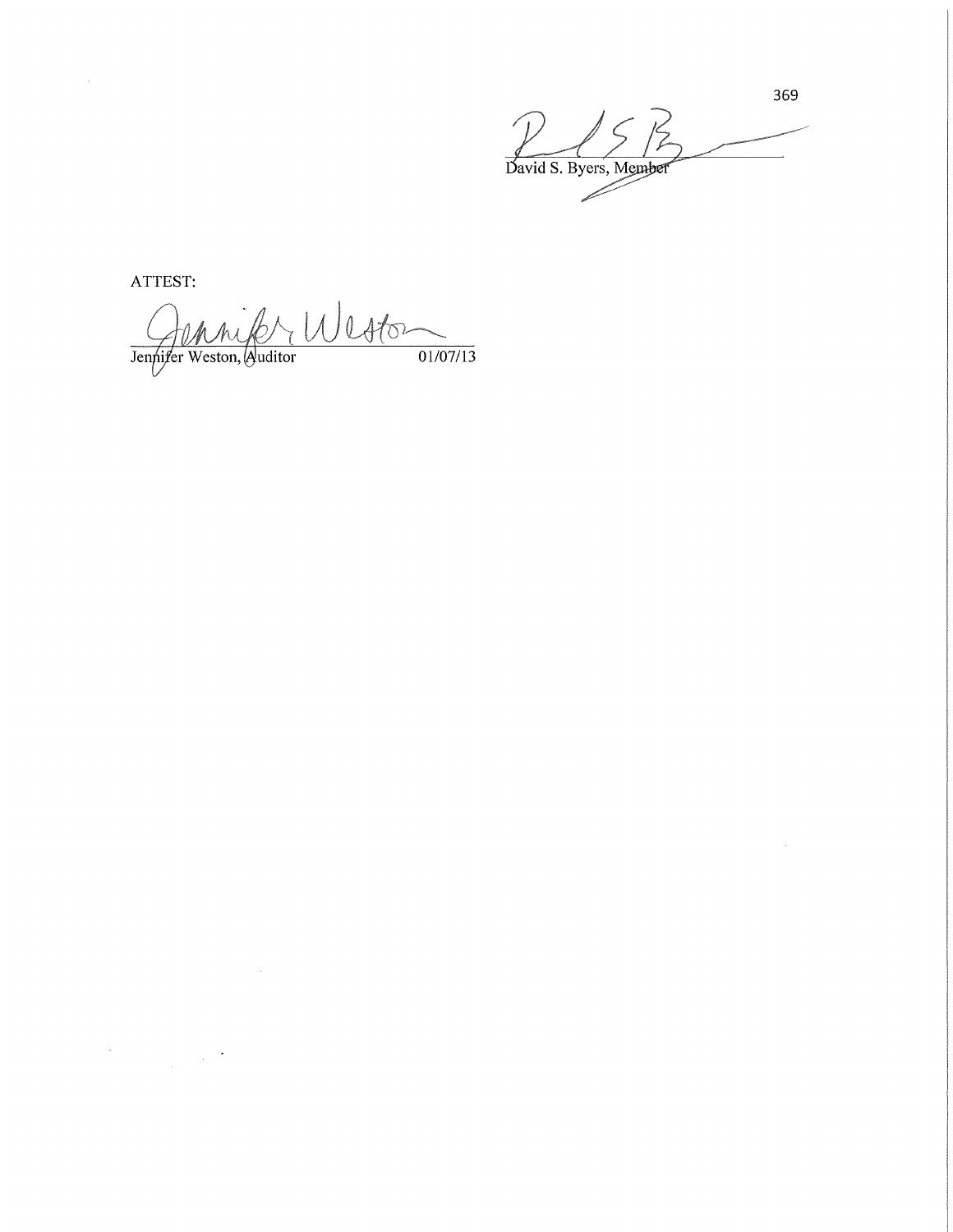David S. Byers, Member

ATTEST:

Jennifer Weston, Auditor 01/07/13